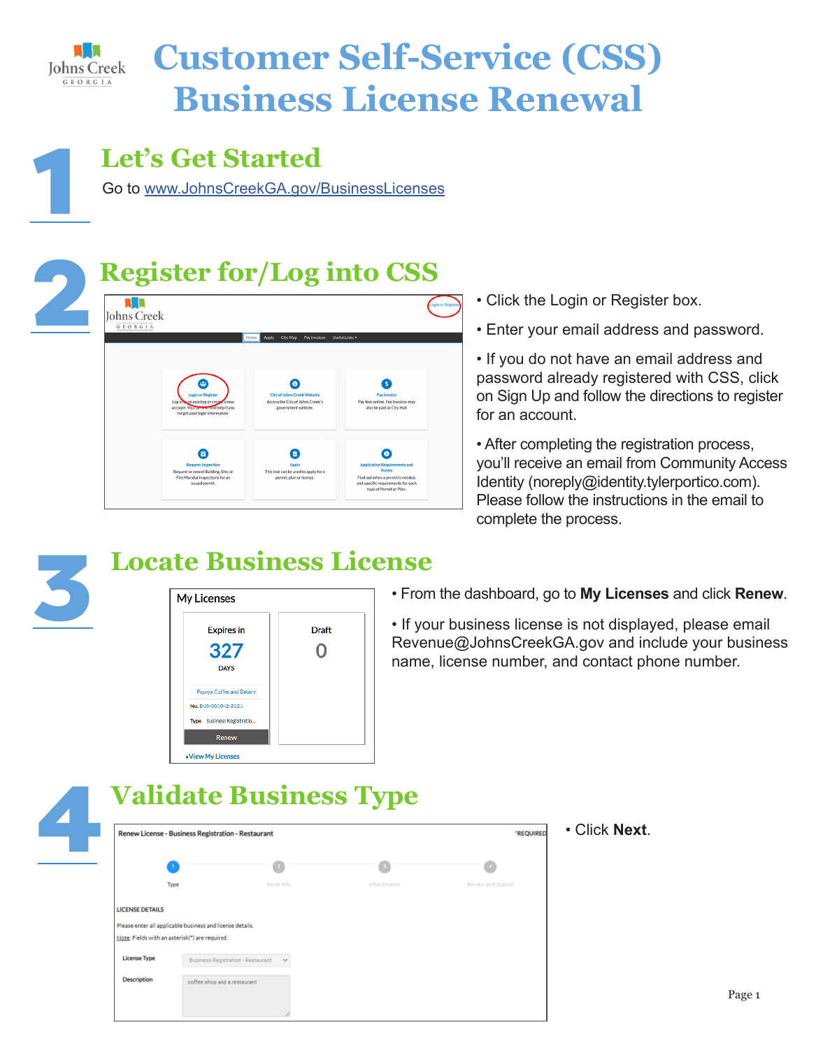# Customer Self-Service (CSS) Business License Renewal

## 1 Let's Get Started

Go to www.JohnsCreekGA.gov/BusinessLicenses

## 2 Register for/Log into CSS

- Click the Login or Register box.
- Enter your email address and password.
- If you do not have an email address and password already registered with CSS, click on Sign Up and follow the directions to register for an account.
- After completing the registration process, you'll receive an email from Community Access Identity (noreply@identity.tylerportico.com). Please follow the instructions in the email to complete the process.

## 3 Locate Business License

- From the dashboard, go to **My Licenses** and click **Renew**.
- If your business license is not displayed, please email Revenue@JohnsCreekGA.gov and include your business name, license number, and contact phone number.

## 4 Validate Business Type

- Click **Next**.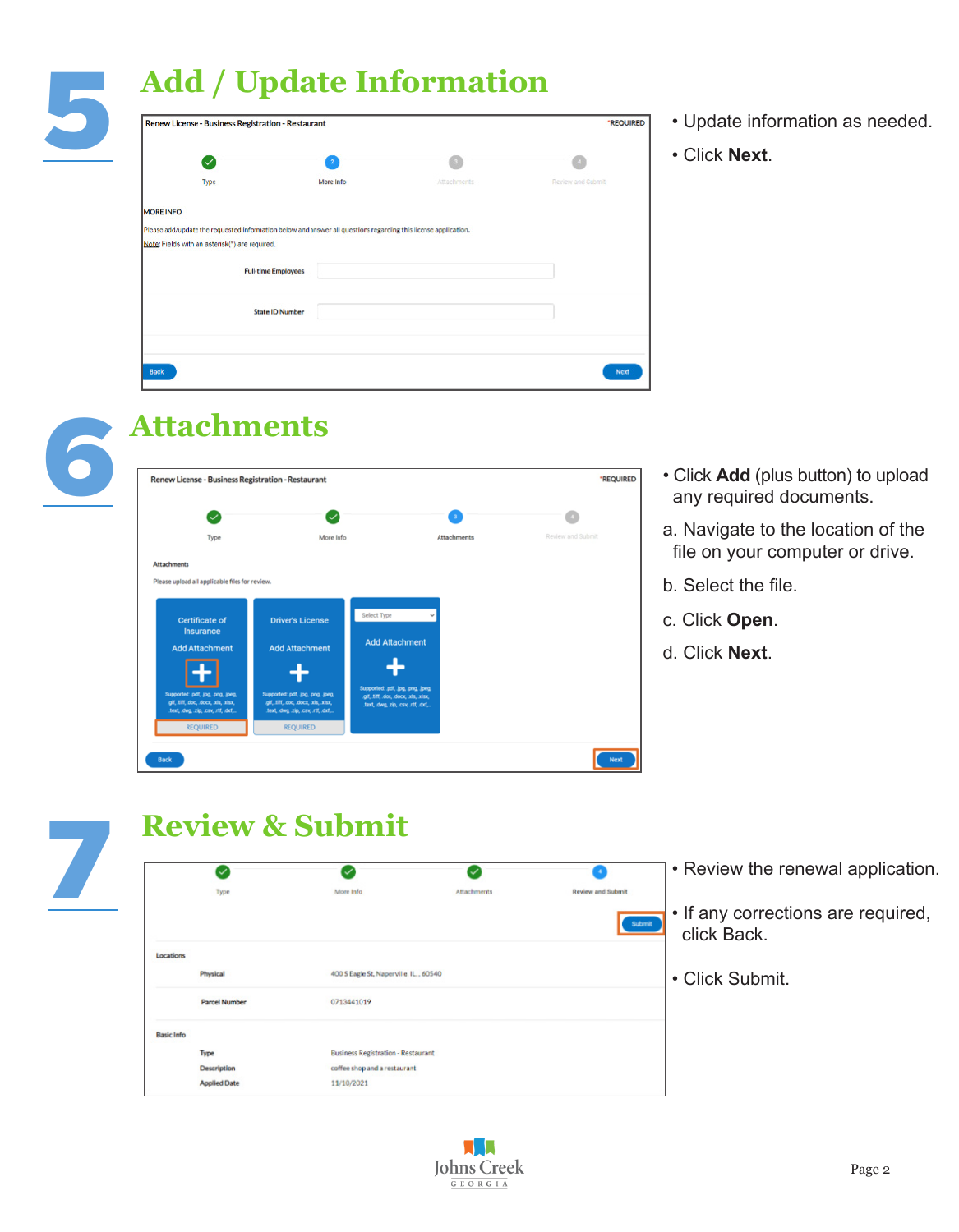# 5 Add / Update Information

- Update information as needed.
- Click **Next**.

# 6 Attachments

- Click **Add** (plus button) to upload any required documents.

a. Navigate to the location of the file on your computer or drive.

b. Select the file.

c. Click **Open**.

d. Click **Next**.

# 7 Review & Submit

- Review the renewal application.
- If any corrections are required, click Back.
- Click Submit.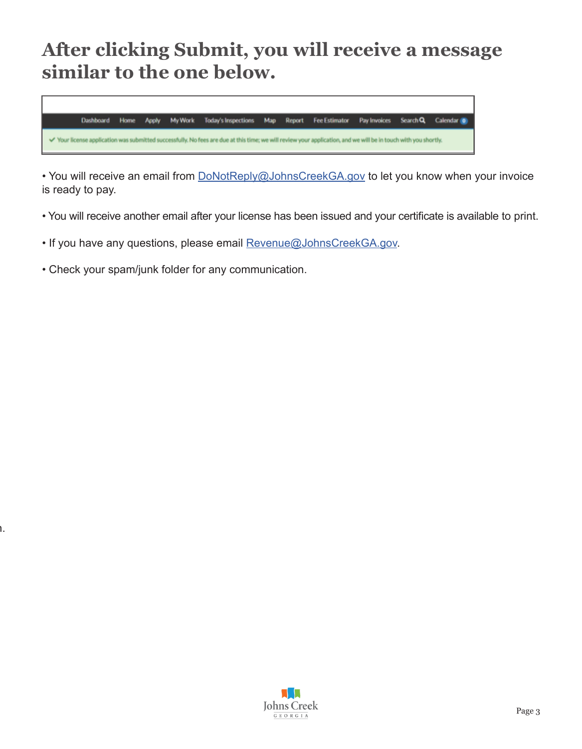# After clicking Submit, you will receive a message similar to the one below.

Dashboard Home Apply My Work Today's Inspections Map Report Fee Estimator Pay Invoices Search Calendar 0

✓ Your license application was submitted successfully. No fees are due at this time; we will review your application, and we will be in touch with you shortly.

- You will receive an email from DoNotReply@JohnsCreekGA.gov to let you know when your invoice is ready to pay.
- You will receive another email after your license has been issued and your certificate is available to print.
- If you have any questions, please email Revenue@JohnsCreekGA.gov.
- Check your spam/junk folder for any communication.